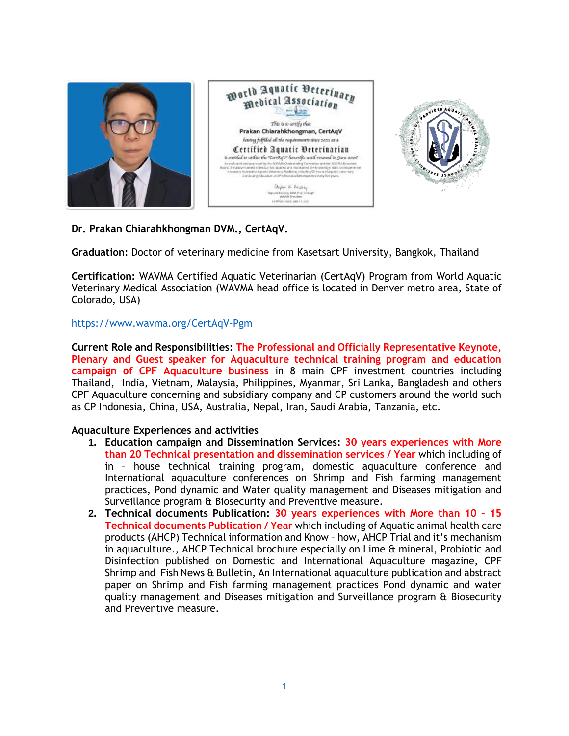**Dr. Prakan Chiarahkhongman DVM., CertAqV.**

**Graduation:** Doctor of veterinary medicine from Kasetsart University, Bangkok, Thailand

**Certification:** WAVMA Certified Aquatic Veterinarian (CertAqV) Program from World Aquatic Veterinary Medical Association (WAVMA head office is located in Denver metro area, State of Colorado, USA)

https://www.wavma.org/CertAqV-Pgm

**Current Role and Responsibilities:** The Professional and Officially Representative Keynote, Plenary and Guest speaker for Aquaculture technical training program and education campaign of CPF Aquaculture business in 8 main CPF investment countries including Thailand, India, Vietnam, Malaysia, Philippines, Myanmar, Sri Lanka, Bangladesh and others CPF Aquaculture concerning and subsidiary company and CP customers around the world such as CP Indonesia, China, USA, Australia, Nepal, Iran, Saudi Arabia, Tanzania, etc.

**Aquaculture Experiences and activities**

1. **Education campaign and Dissemination Services:** 30 years experiences with More than 20 Technical presentation and dissemination services / Year which including of in – house technical training program, domestic aquaculture conference and International aquaculture conferences on Shrimp and Fish farming management practices, Pond dynamic and Water quality management and Diseases mitigation and Surveillance program & Biosecurity and Preventive measure.
2. **Technical documents Publication:** 30 years experiences with More than 10 – 15 Technical documents Publication / Year which including of Aquatic animal health care products (AHCP) Technical information and Know – how, AHCP Trial and it's mechanism in aquaculture., AHCP Technical brochure especially on Lime & mineral, Probiotic and Disinfection published on Domestic and International Aquaculture magazine, CPF Shrimp and Fish News & Bulletin, An International aquaculture publication and abstract paper on Shrimp and Fish farming management practices Pond dynamic and water quality management and Diseases mitigation and Surveillance program & Biosecurity and Preventive measure.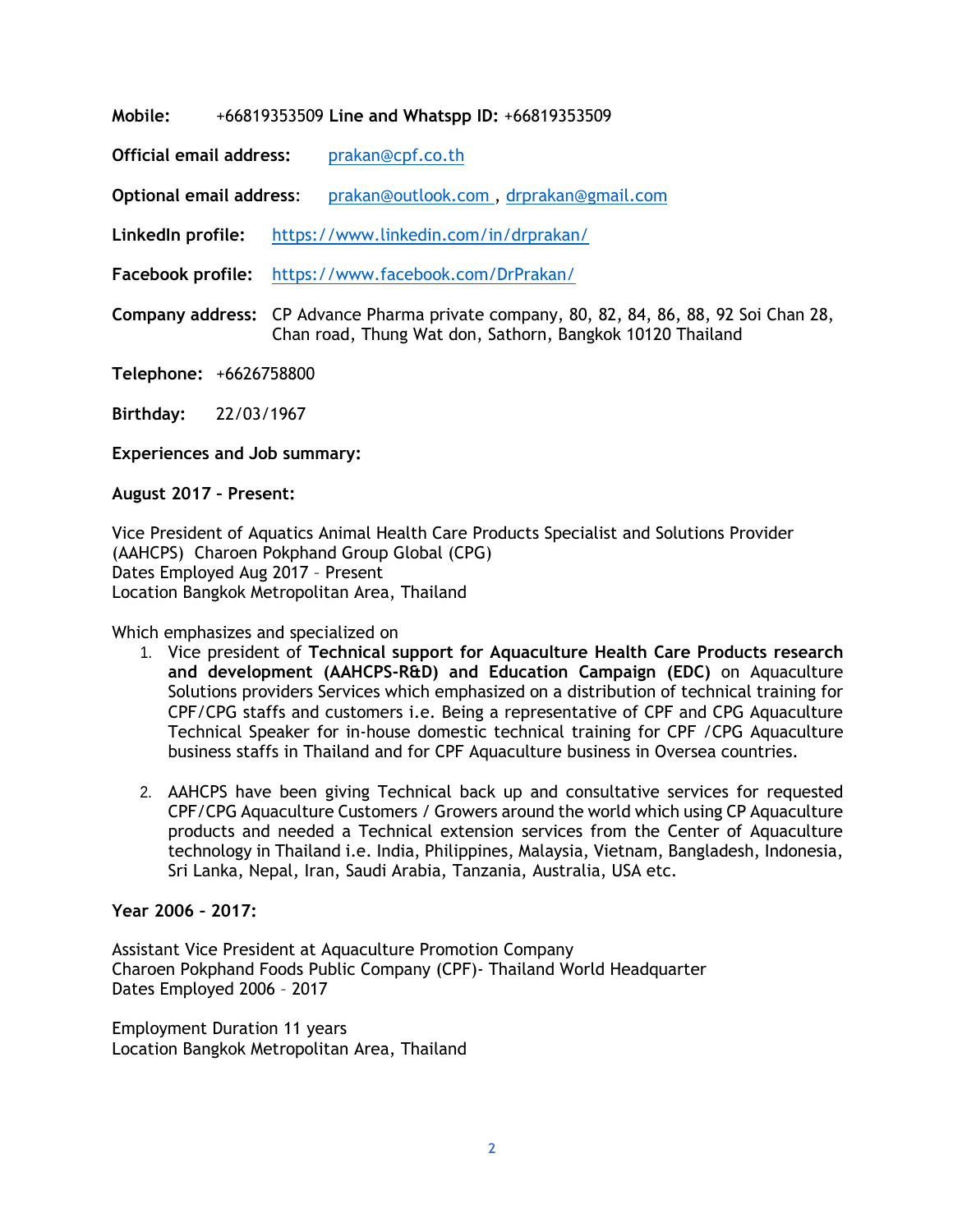**Mobile:** +66819353509 **Line and Whatspp ID:** +66819353509

**Official email address:** prakan@cpf.co.th

**Optional email address**: prakan@outlook.com , drprakan@gmail.com

**LinkedIn profile:** https://www.linkedin.com/in/drprakan/

**Facebook profile:** https://www.facebook.com/DrPrakan/

**Company address:** CP Advance Pharma private company, 80, 82, 84, 86, 88, 92 Soi Chan 28, Chan road, Thung Wat don, Sathorn, Bangkok 10120 Thailand

**Telephone:** +6626758800

**Birthday:** 22/03/1967

**Experiences and Job summary:**

**August 2017 – Present:**

Vice President of Aquatics Animal Health Care Products Specialist and Solutions Provider (AAHCPS) Charoen Pokphand Group Global (CPG)
Dates Employed Aug 2017 – Present
Location Bangkok Metropolitan Area, Thailand

Which emphasizes and specialized on

1. Vice president of **Technical support for Aquaculture Health Care Products research and development (AAHCPS-R&D) and Education Campaign (EDC)** on Aquaculture Solutions providers Services which emphasized on a distribution of technical training for CPF/CPG staffs and customers i.e. Being a representative of CPF and CPG Aquaculture Technical Speaker for in-house domestic technical training for CPF /CPG Aquaculture business staffs in Thailand and for CPF Aquaculture business in Oversea countries.

2. AAHCPS have been giving Technical back up and consultative services for requested CPF/CPG Aquaculture Customers / Growers around the world which using CP Aquaculture products and needed a Technical extension services from the Center of Aquaculture technology in Thailand i.e. India, Philippines, Malaysia, Vietnam, Bangladesh, Indonesia, Sri Lanka, Nepal, Iran, Saudi Arabia, Tanzania, Australia, USA etc.

**Year 2006 – 2017:**

Assistant Vice President at Aquaculture Promotion Company
Charoen Pokphand Foods Public Company (CPF)- Thailand World Headquarter
Dates Employed 2006 – 2017

Employment Duration 11 years
Location Bangkok Metropolitan Area, Thailand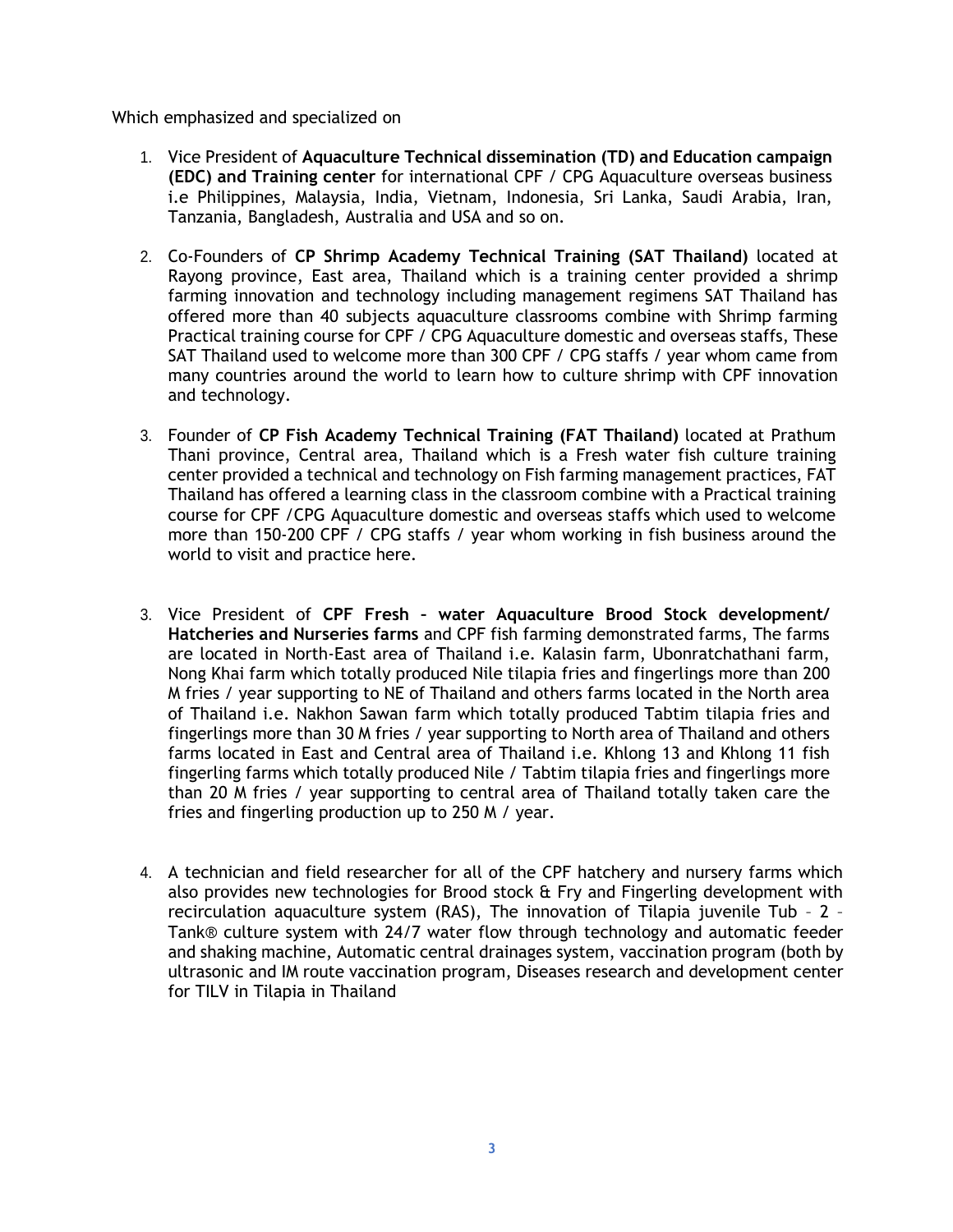Which emphasized and specialized on

1. Vice President of **Aquaculture Technical dissemination (TD) and Education campaign (EDC) and Training center** for international CPF / CPG Aquaculture overseas business i.e Philippines, Malaysia, India, Vietnam, Indonesia, Sri Lanka, Saudi Arabia, Iran, Tanzania, Bangladesh, Australia and USA and so on.

2. Co-Founders of **CP Shrimp Academy Technical Training (SAT Thailand)** located at Rayong province, East area, Thailand which is a training center provided a shrimp farming innovation and technology including management regimens SAT Thailand has offered more than 40 subjects aquaculture classrooms combine with Shrimp farming Practical training course for CPF / CPG Aquaculture domestic and overseas staffs, These SAT Thailand used to welcome more than 300 CPF / CPG staffs / year whom came from many countries around the world to learn how to culture shrimp with CPF innovation and technology.

3. Founder of **CP Fish Academy Technical Training (FAT Thailand)** located at Prathum Thani province, Central area, Thailand which is a Fresh water fish culture training center provided a technical and technology on Fish farming management practices, FAT Thailand has offered a learning class in the classroom combine with a Practical training course for CPF /CPG Aquaculture domestic and overseas staffs which used to welcome more than 150-200 CPF / CPG staffs / year whom working in fish business around the world to visit and practice here.

3. Vice President of **CPF Fresh – water Aquaculture Brood Stock development/ Hatcheries and Nurseries farms** and CPF fish farming demonstrated farms, The farms are located in North-East area of Thailand i.e. Kalasin farm, Ubonratchathani farm, Nong Khai farm which totally produced Nile tilapia fries and fingerlings more than 200 M fries / year supporting to NE of Thailand and others farms located in the North area of Thailand i.e. Nakhon Sawan farm which totally produced Tabtim tilapia fries and fingerlings more than 30 M fries / year supporting to North area of Thailand and others farms located in East and Central area of Thailand i.e. Khlong 13 and Khlong 11 fish fingerling farms which totally produced Nile / Tabtim tilapia fries and fingerlings more than 20 M fries / year supporting to central area of Thailand totally taken care the fries and fingerling production up to 250 M / year.

4. A technician and field researcher for all of the CPF hatchery and nursery farms which also provides new technologies for Brood stock & Fry and Fingerling development with recirculation aquaculture system (RAS), The innovation of Tilapia juvenile Tub – 2 – Tank® culture system with 24/7 water flow through technology and automatic feeder and shaking machine, Automatic central drainages system, vaccination program (both by ultrasonic and IM route vaccination program, Diseases research and development center for TILV in Tilapia in Thailand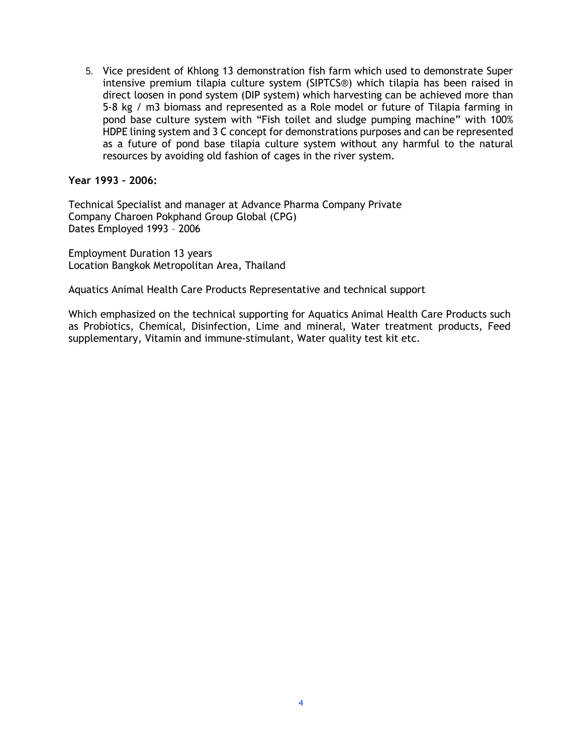5. Vice president of Khlong 13 demonstration fish farm which used to demonstrate Super intensive premium tilapia culture system (SIPTCS®) which tilapia has been raised in direct loosen in pond system (DIP system) which harvesting can be achieved more than 5-8 kg / m3 biomass and represented as a Role model or future of Tilapia farming in pond base culture system with "Fish toilet and sludge pumping machine" with 100% HDPE lining system and 3 C concept for demonstrations purposes and can be represented as a future of pond base tilapia culture system without any harmful to the natural resources by avoiding old fashion of cages in the river system.

**Year 1993 – 2006:**

Technical Specialist and manager at Advance Pharma Company Private
Company Charoen Pokphand Group Global (CPG)
Dates Employed 1993 – 2006

Employment Duration 13 years
Location Bangkok Metropolitan Area, Thailand

Aquatics Animal Health Care Products Representative and technical support

Which emphasized on the technical supporting for Aquatics Animal Health Care Products such as Probiotics, Chemical, Disinfection, Lime and mineral, Water treatment products, Feed supplementary, Vitamin and immune-stimulant, Water quality test kit etc.